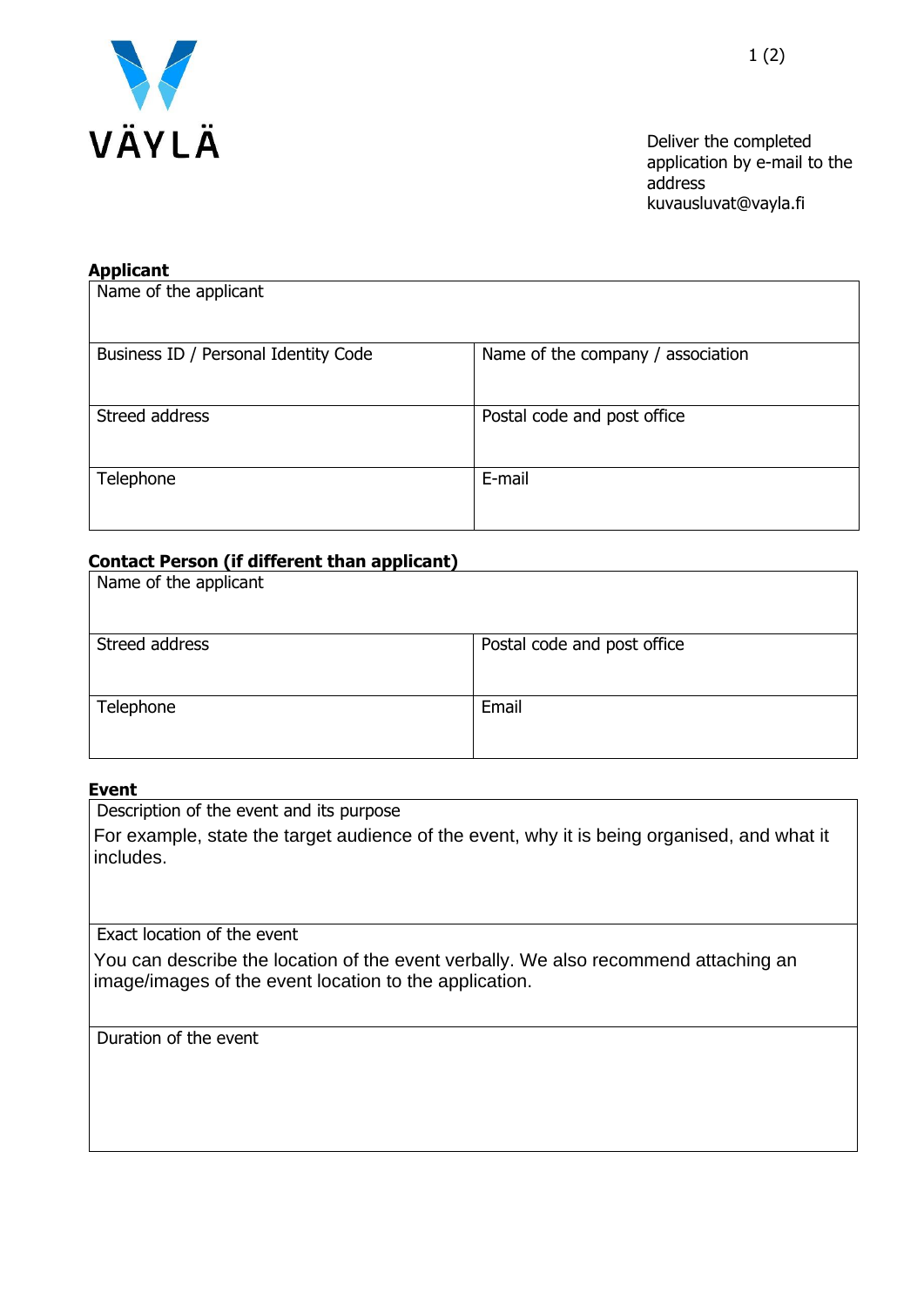VÄYLÄ

Deliver the completed application by e-mail to the address kuvausluvat@vayla.fi

**Applicant**

| Name of the applicant | |
|---|---|
| Business ID / Personal Identity Code | Name of the company / association |
| Streed address | Postal code and post office |
| Telephone | E-mail |

**Contact Person (if different than applicant)**

| Name of the applicant | |
|---|---|
| Streed address | Postal code and post office |
| Telephone | Email |

**Event**

| Description of the event and its purpose |
|---|
| For example, state the target audience of the event, why it is being organised, and what it includes. |
| Exact location of the event |
| You can describe the location of the event verbally. We also recommend attaching an image/images of the event location to the application. |
| Duration of the event |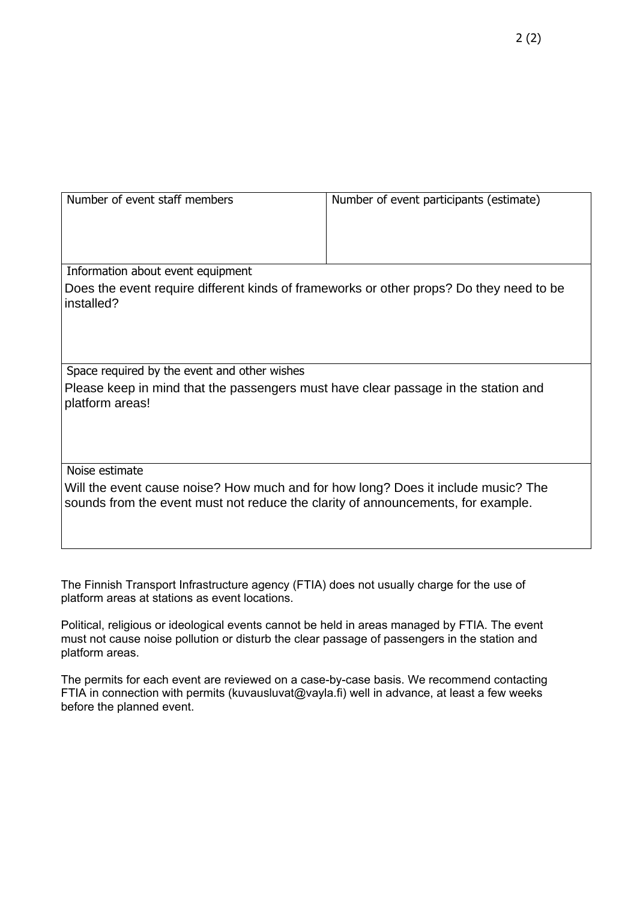| Number of event staff members | Number of event participants (estimate) |
|---|---|
| | |

| |
|---|
| Information about event equipment<br>Does the event require different kinds of frameworks or other props? Do they need to be installed? |
| Space required by the event and other wishes<br>Please keep in mind that the passengers must have clear passage in the station and platform areas! |
| Noise estimate<br>Will the event cause noise? How much and for how long? Does it include music? The sounds from the event must not reduce the clarity of announcements, for example. |

The Finnish Transport Infrastructure agency (FTIA) does not usually charge for the use of platform areas at stations as event locations.

Political, religious or ideological events cannot be held in areas managed by FTIA. The event must not cause noise pollution or disturb the clear passage of passengers in the station and platform areas.

The permits for each event are reviewed on a case-by-case basis. We recommend contacting FTIA in connection with permits (kuvausluvat@vayla.fi) well in advance, at least a few weeks before the planned event.